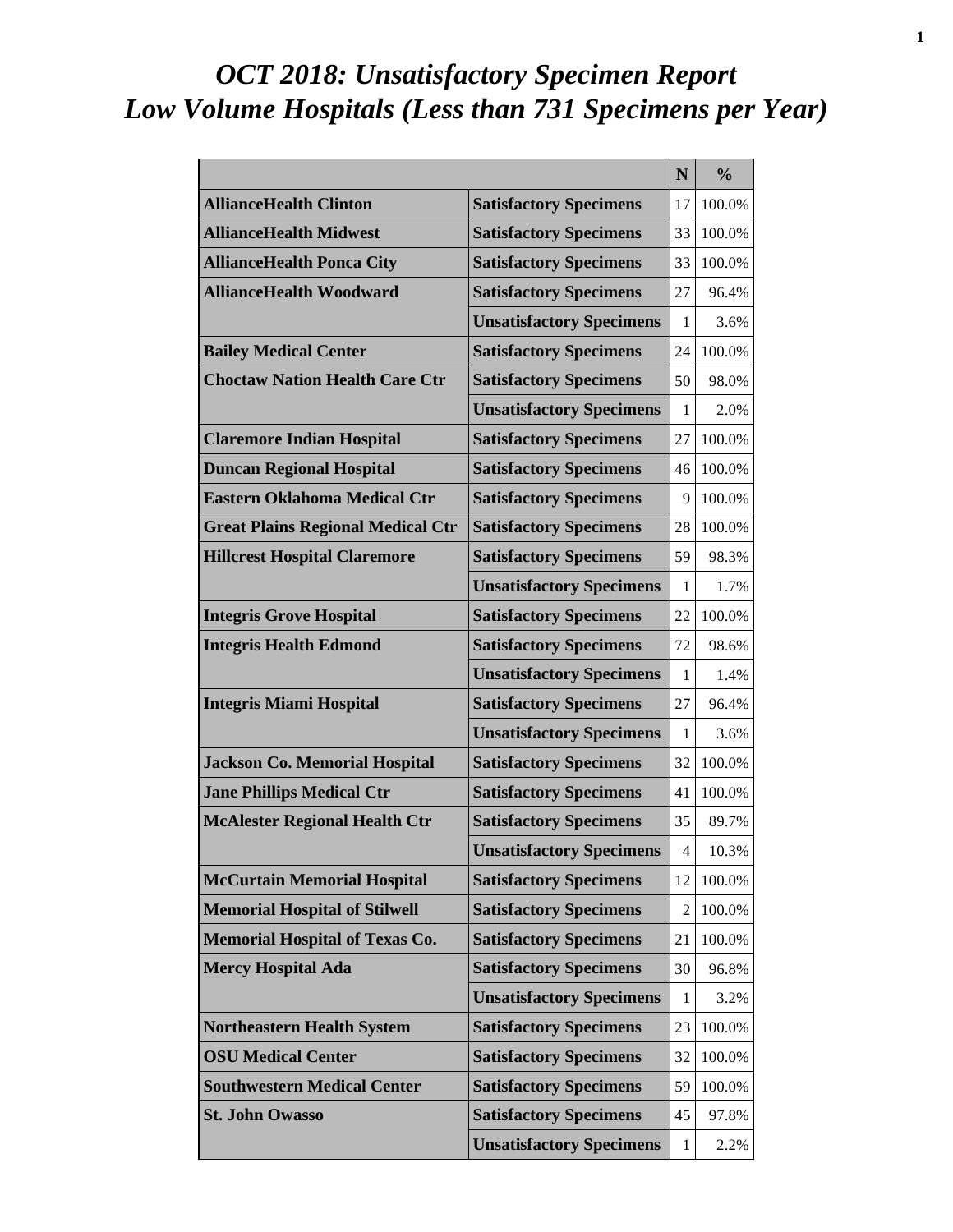# *OCT 2018: Unsatisfactory Specimen Report*
# *Low Volume Hospitals (Less than 731 Specimens per Year)*

| | | N | % |
|---|---|---|---|
| **AllianceHealth Clinton** | **Satisfactory Specimens** | 17 | 100.0% |
| **AllianceHealth Midwest** | **Satisfactory Specimens** | 33 | 100.0% |
| **AllianceHealth Ponca City** | **Satisfactory Specimens** | 33 | 100.0% |
| **AllianceHealth Woodward** | **Satisfactory Specimens** | 27 | 96.4% |
| | **Unsatisfactory Specimens** | 1 | 3.6% |
| **Bailey Medical Center** | **Satisfactory Specimens** | 24 | 100.0% |
| **Choctaw Nation Health Care Ctr** | **Satisfactory Specimens** | 50 | 98.0% |
| | **Unsatisfactory Specimens** | 1 | 2.0% |
| **Claremore Indian Hospital** | **Satisfactory Specimens** | 27 | 100.0% |
| **Duncan Regional Hospital** | **Satisfactory Specimens** | 46 | 100.0% |
| **Eastern Oklahoma Medical Ctr** | **Satisfactory Specimens** | 9 | 100.0% |
| **Great Plains Regional Medical Ctr** | **Satisfactory Specimens** | 28 | 100.0% |
| **Hillcrest Hospital Claremore** | **Satisfactory Specimens** | 59 | 98.3% |
| | **Unsatisfactory Specimens** | 1 | 1.7% |
| **Integris Grove Hospital** | **Satisfactory Specimens** | 22 | 100.0% |
| **Integris Health Edmond** | **Satisfactory Specimens** | 72 | 98.6% |
| | **Unsatisfactory Specimens** | 1 | 1.4% |
| **Integris Miami Hospital** | **Satisfactory Specimens** | 27 | 96.4% |
| | **Unsatisfactory Specimens** | 1 | 3.6% |
| **Jackson Co. Memorial Hospital** | **Satisfactory Specimens** | 32 | 100.0% |
| **Jane Phillips Medical Ctr** | **Satisfactory Specimens** | 41 | 100.0% |
| **McAlester Regional Health Ctr** | **Satisfactory Specimens** | 35 | 89.7% |
| | **Unsatisfactory Specimens** | 4 | 10.3% |
| **McCurtain Memorial Hospital** | **Satisfactory Specimens** | 12 | 100.0% |
| **Memorial Hospital of Stilwell** | **Satisfactory Specimens** | 2 | 100.0% |
| **Memorial Hospital of Texas Co.** | **Satisfactory Specimens** | 21 | 100.0% |
| **Mercy Hospital Ada** | **Satisfactory Specimens** | 30 | 96.8% |
| | **Unsatisfactory Specimens** | 1 | 3.2% |
| **Northeastern Health System** | **Satisfactory Specimens** | 23 | 100.0% |
| **OSU Medical Center** | **Satisfactory Specimens** | 32 | 100.0% |
| **Southwestern Medical Center** | **Satisfactory Specimens** | 59 | 100.0% |
| **St. John Owasso** | **Satisfactory Specimens** | 45 | 97.8% |
| | **Unsatisfactory Specimens** | 1 | 2.2% |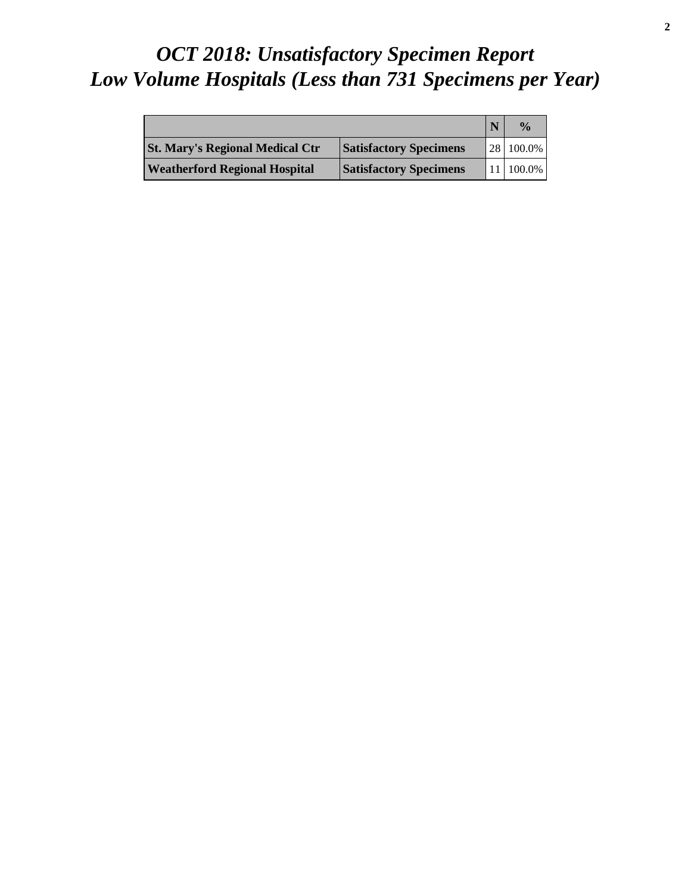# *OCT 2018: Unsatisfactory Specimen Report*
# *Low Volume Hospitals (Less than 731 Specimens per Year)*

| | | N | % |
|---|---|---|---|
| **St. Mary's Regional Medical Ctr** | **Satisfactory Specimens** | 28 | 100.0% |
| **Weatherford Regional Hospital** | **Satisfactory Specimens** | 11 | 100.0% |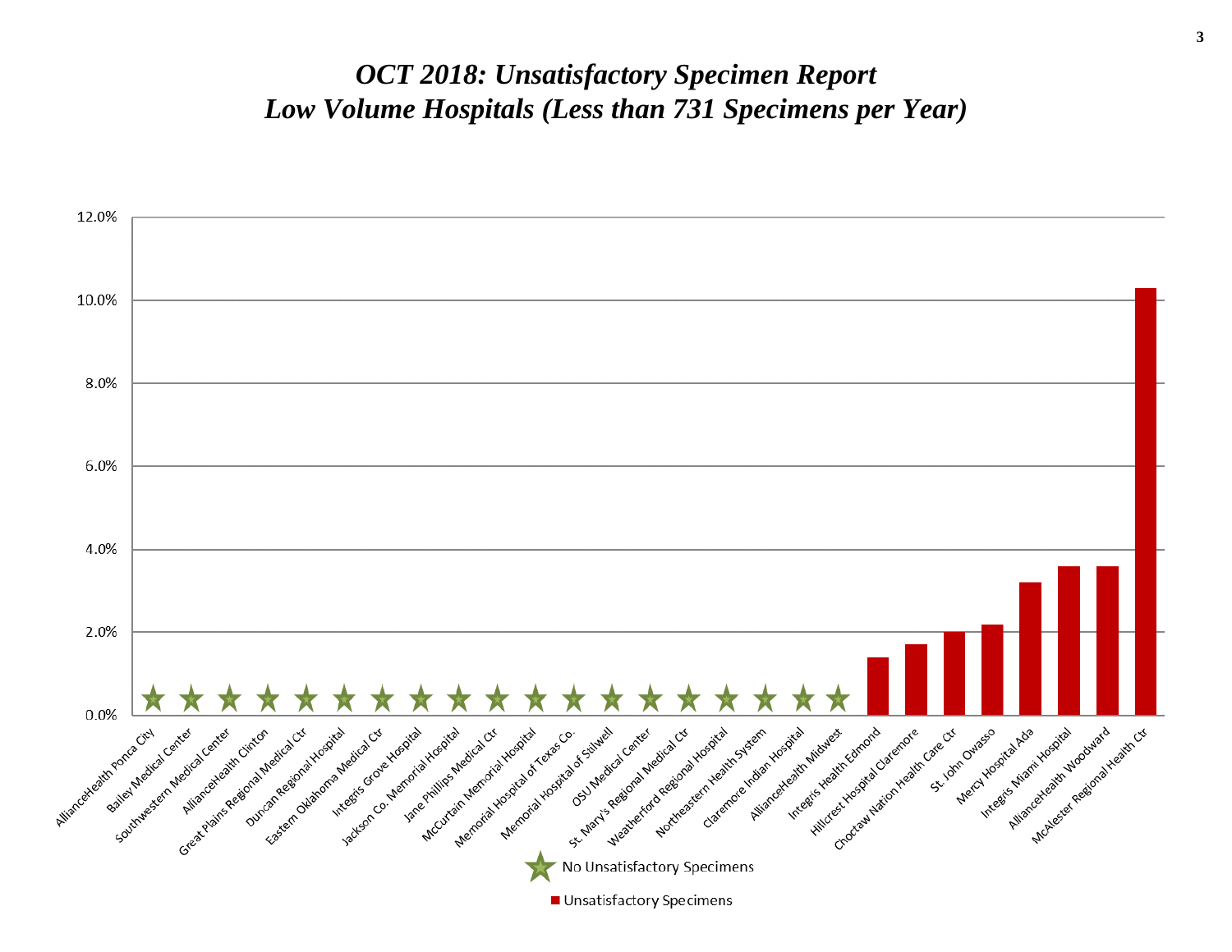# *OCT 2018: Unsatisfactory Specimen Report*
# *Low Volume Hospitals (Less than 731 Specimens per Year)*

| Hospital | Unsatisfactory Specimens |
|---|---|
| AllianceHealth Ponca City | ★ No Unsatisfactory Specimens |
| Bailey Medical Center | ★ No Unsatisfactory Specimens |
| Southwestern Medical Center | ★ No Unsatisfactory Specimens |
| AllianceHealth Clinton | ★ No Unsatisfactory Specimens |
| Great Plains Regional Medical Ctr | ★ No Unsatisfactory Specimens |
| Duncan Regional Hospital | ★ No Unsatisfactory Specimens |
| Eastern Oklahoma Medical Ctr | ★ No Unsatisfactory Specimens |
| Integris Grove Hospital | ★ No Unsatisfactory Specimens |
| Jackson Co. Memorial Hospital | ★ No Unsatisfactory Specimens |
| Jane Phillips Medical Ctr | ★ No Unsatisfactory Specimens |
| McCurtain Memorial Hospital | ★ No Unsatisfactory Specimens |
| Memorial Hospital of Texas Co. | ★ No Unsatisfactory Specimens |
| Memorial Hospital of Stilwell | ★ No Unsatisfactory Specimens |
| OSU Medical Center | ★ No Unsatisfactory Specimens |
| St. Mary's Regional Medical Ctr | ★ No Unsatisfactory Specimens |
| Weatherford Regional Hospital | ★ No Unsatisfactory Specimens |
| Northeastern Health System | ★ No Unsatisfactory Specimens |
| Claremore Indian Hospital | ★ No Unsatisfactory Specimens |
| AllianceHealth Midwest | ★ No Unsatisfactory Specimens |
| Integris Health Edmond | ~1.4% |
| Hillcrest Hospital Claremore | ~1.7% |
| Choctaw Nation Health Care Ctr | ~2.0% |
| St. John Owasso | ~2.2% |
| Mercy Hospital Ada | ~3.2% |
| Integris Miami Hospital | ~3.6% |
| AllianceHealth Woodward | ~3.6% |
| McAlester Regional Health Ctr | ~10.3% |

★ No Unsatisfactory Specimens

■ Unsatisfactory Specimens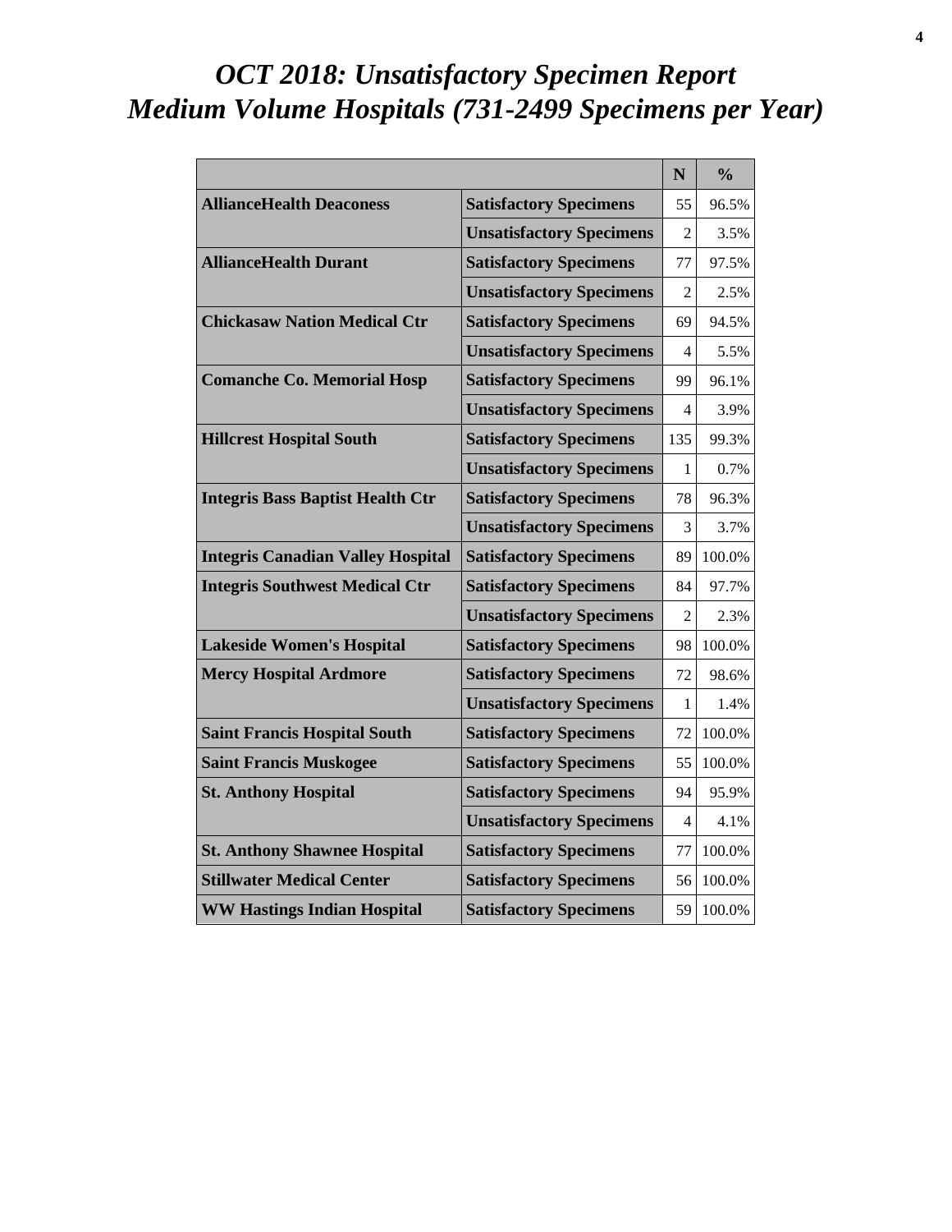# *OCT 2018: Unsatisfactory Specimen Report*
# *Medium Volume Hospitals (731-2499 Specimens per Year)*

| | | N | % |
|---|---|---|---|
| **AllianceHealth Deaconess** | **Satisfactory Specimens** | 55 | 96.5% |
| | **Unsatisfactory Specimens** | 2 | 3.5% |
| **AllianceHealth Durant** | **Satisfactory Specimens** | 77 | 97.5% |
| | **Unsatisfactory Specimens** | 2 | 2.5% |
| **Chickasaw Nation Medical Ctr** | **Satisfactory Specimens** | 69 | 94.5% |
| | **Unsatisfactory Specimens** | 4 | 5.5% |
| **Comanche Co. Memorial Hosp** | **Satisfactory Specimens** | 99 | 96.1% |
| | **Unsatisfactory Specimens** | 4 | 3.9% |
| **Hillcrest Hospital South** | **Satisfactory Specimens** | 135 | 99.3% |
| | **Unsatisfactory Specimens** | 1 | 0.7% |
| **Integris Bass Baptist Health Ctr** | **Satisfactory Specimens** | 78 | 96.3% |
| | **Unsatisfactory Specimens** | 3 | 3.7% |
| **Integris Canadian Valley Hospital** | **Satisfactory Specimens** | 89 | 100.0% |
| **Integris Southwest Medical Ctr** | **Satisfactory Specimens** | 84 | 97.7% |
| | **Unsatisfactory Specimens** | 2 | 2.3% |
| **Lakeside Women's Hospital** | **Satisfactory Specimens** | 98 | 100.0% |
| **Mercy Hospital Ardmore** | **Satisfactory Specimens** | 72 | 98.6% |
| | **Unsatisfactory Specimens** | 1 | 1.4% |
| **Saint Francis Hospital South** | **Satisfactory Specimens** | 72 | 100.0% |
| **Saint Francis Muskogee** | **Satisfactory Specimens** | 55 | 100.0% |
| **St. Anthony Hospital** | **Satisfactory Specimens** | 94 | 95.9% |
| | **Unsatisfactory Specimens** | 4 | 4.1% |
| **St. Anthony Shawnee Hospital** | **Satisfactory Specimens** | 77 | 100.0% |
| **Stillwater Medical Center** | **Satisfactory Specimens** | 56 | 100.0% |
| **WW Hastings Indian Hospital** | **Satisfactory Specimens** | 59 | 100.0% |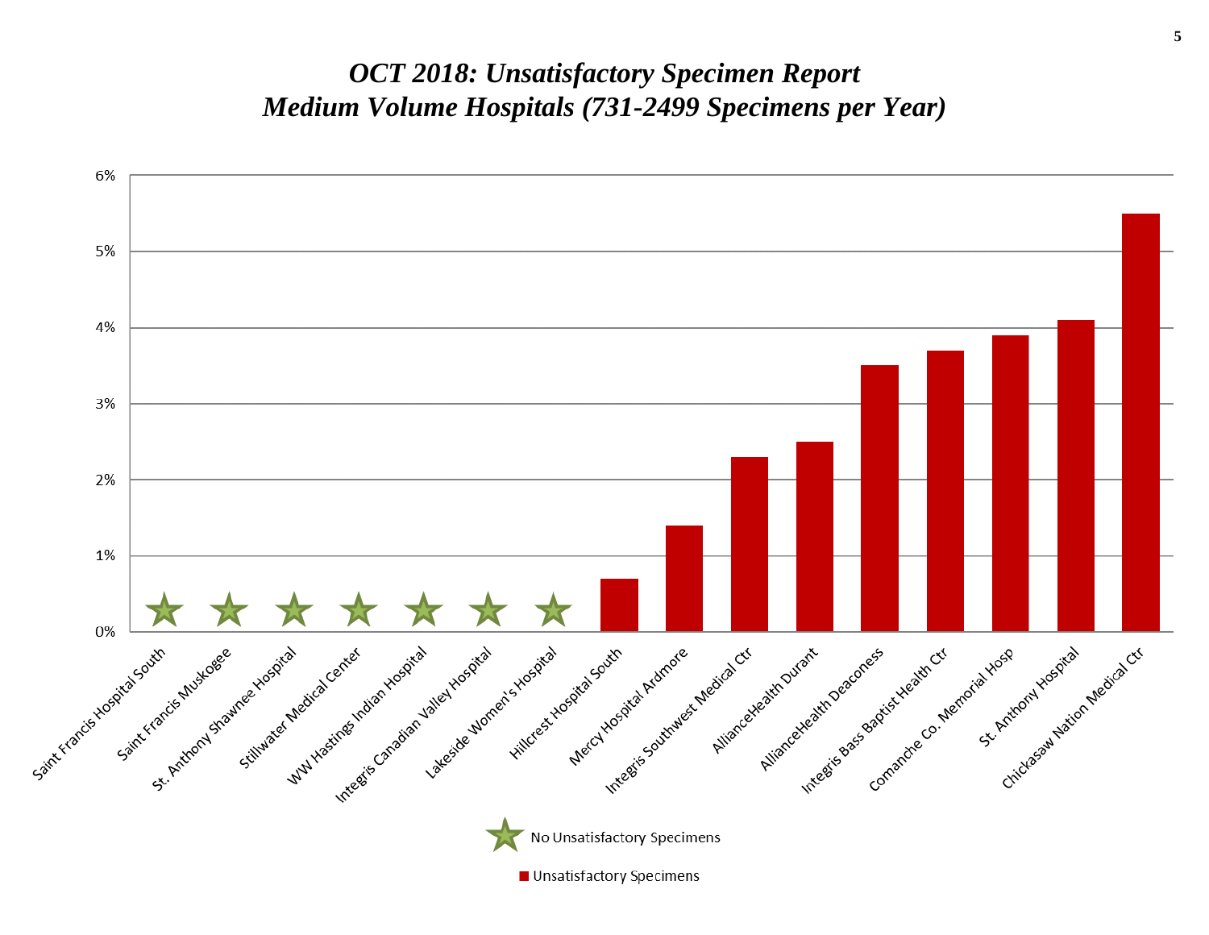# *OCT 2018: Unsatisfactory Specimen Report*
# *Medium Volume Hospitals (731-2499 Specimens per Year)*

| Hospital | Unsatisfactory Specimens |
|---|---|
| Saint Francis Hospital South | No Unsatisfactory Specimens |
| Saint Francis Muskogee | No Unsatisfactory Specimens |
| St. Anthony Shawnee Hospital | No Unsatisfactory Specimens |
| Stillwater Medical Center | No Unsatisfactory Specimens |
| WW Hastings Indian Hospital | No Unsatisfactory Specimens |
| Integris Canadian Valley Hospital | No Unsatisfactory Specimens |
| Lakeside Women's Hospital | No Unsatisfactory Specimens |
| Hillcrest Hospital South | 0.7% |
| Mercy Hospital Ardmore | 1.4% |
| Integris Southwest Medical Ctr | 2.3% |
| AllianceHealth Durant | 2.5% |
| AllianceHealth Deaconess | 3.5% |
| Integris Bass Baptist Health Ctr | 3.7% |
| Comanche Co. Memorial Hosp | 3.9% |
| St. Anthony Hospital | 4.1% |
| Chickasaw Nation Medical Ctr | 5.5% |

★ No Unsatisfactory Specimens

■ Unsatisfactory Specimens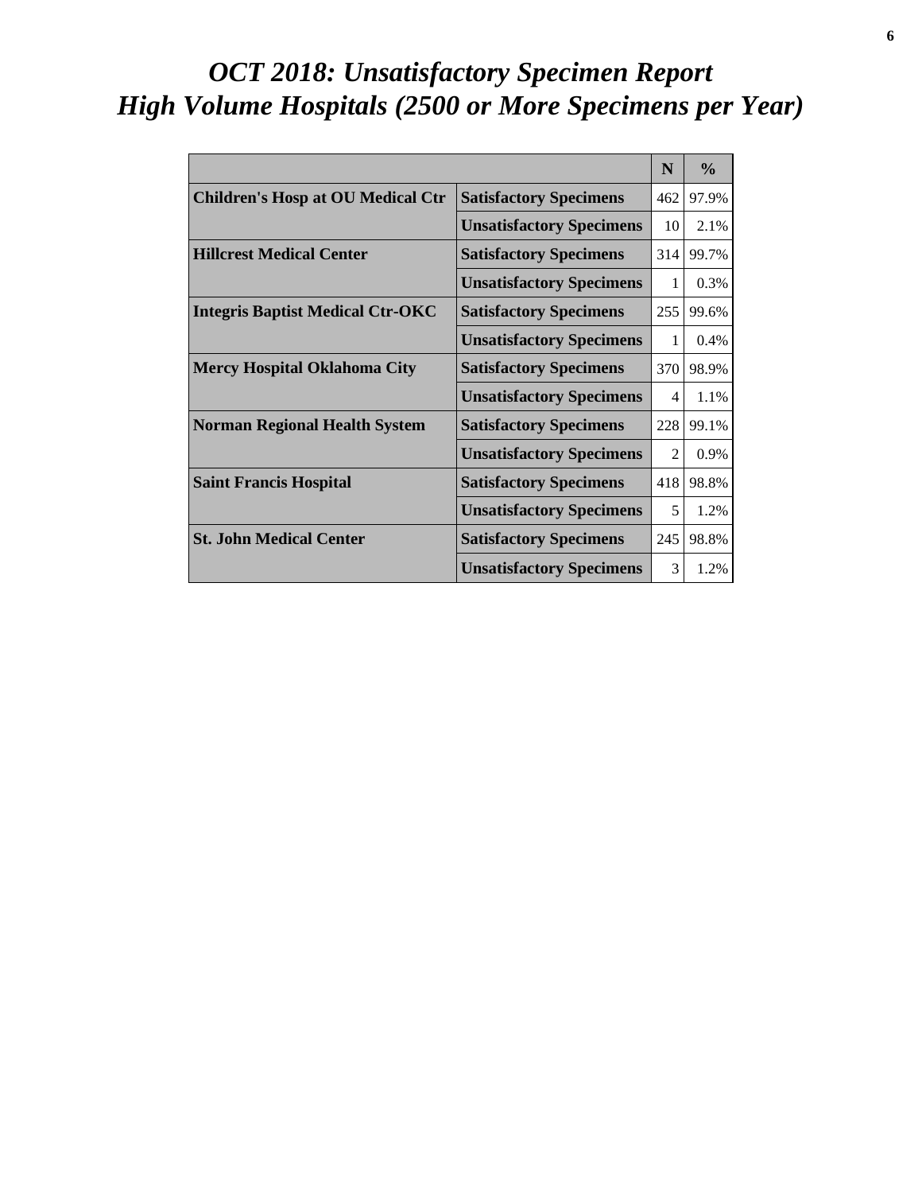# *OCT 2018: Unsatisfactory Specimen Report*
# *High Volume Hospitals (2500 or More Specimens per Year)*

| | | N | % |
|---|---|---|---|
| **Children's Hosp at OU Medical Ctr** | **Satisfactory Specimens** | 462 | 97.9% |
| | **Unsatisfactory Specimens** | 10 | 2.1% |
| **Hillcrest Medical Center** | **Satisfactory Specimens** | 314 | 99.7% |
| | **Unsatisfactory Specimens** | 1 | 0.3% |
| **Integris Baptist Medical Ctr-OKC** | **Satisfactory Specimens** | 255 | 99.6% |
| | **Unsatisfactory Specimens** | 1 | 0.4% |
| **Mercy Hospital Oklahoma City** | **Satisfactory Specimens** | 370 | 98.9% |
| | **Unsatisfactory Specimens** | 4 | 1.1% |
| **Norman Regional Health System** | **Satisfactory Specimens** | 228 | 99.1% |
| | **Unsatisfactory Specimens** | 2 | 0.9% |
| **Saint Francis Hospital** | **Satisfactory Specimens** | 418 | 98.8% |
| | **Unsatisfactory Specimens** | 5 | 1.2% |
| **St. John Medical Center** | **Satisfactory Specimens** | 245 | 98.8% |
| | **Unsatisfactory Specimens** | 3 | 1.2% |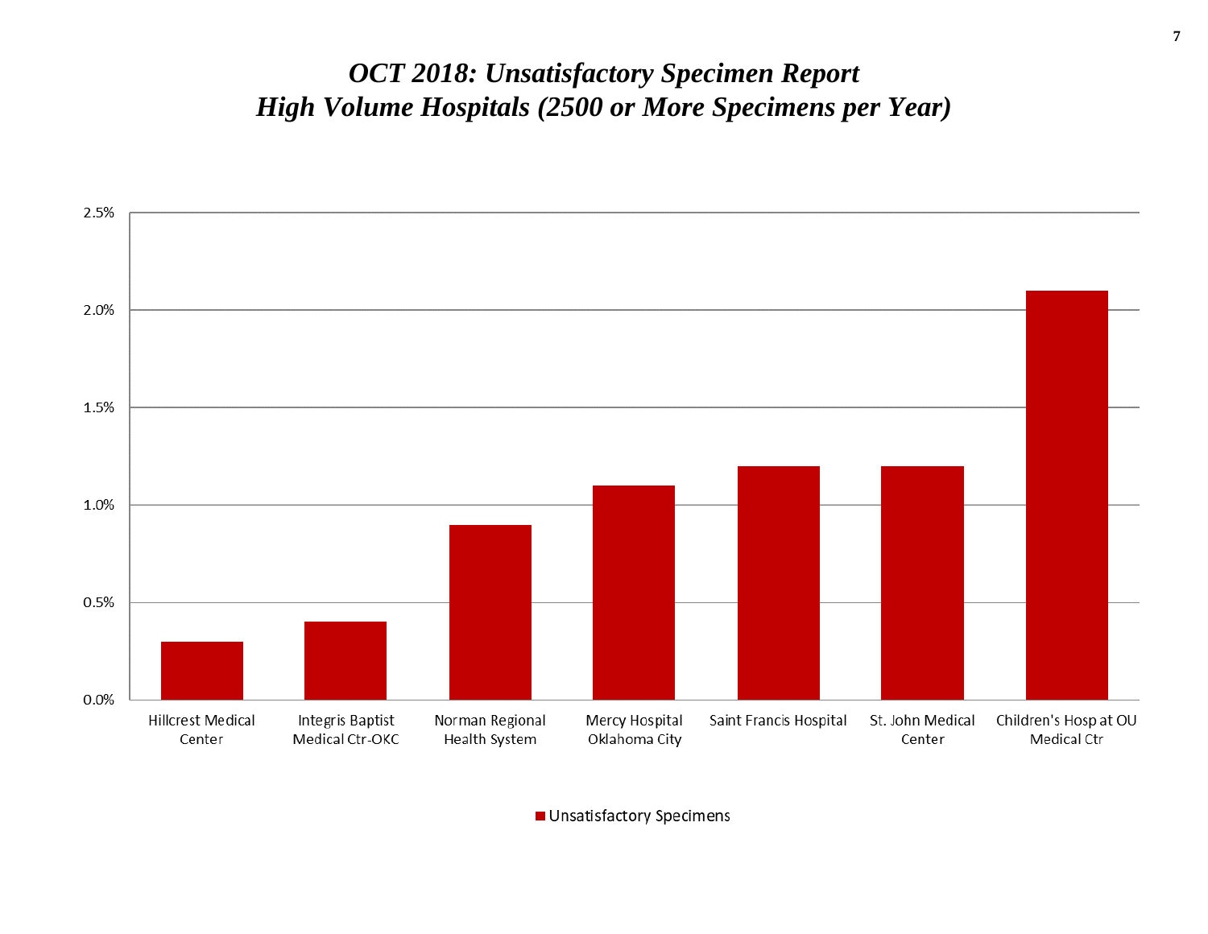# *OCT 2018: Unsatisfactory Specimen Report*
# *High Volume Hospitals (2500 or More Specimens per Year)*

2.5%
2.0%
1.5%
1.0%
0.5%
0.0%

Hillcrest Medical Center
Integris Baptist Medical Ctr-OKC
Norman Regional Health System
Mercy Hospital Oklahoma City
Saint Francis Hospital
St. John Medical Center
Children's Hosp at OU Medical Ctr

Unsatisfactory Specimens